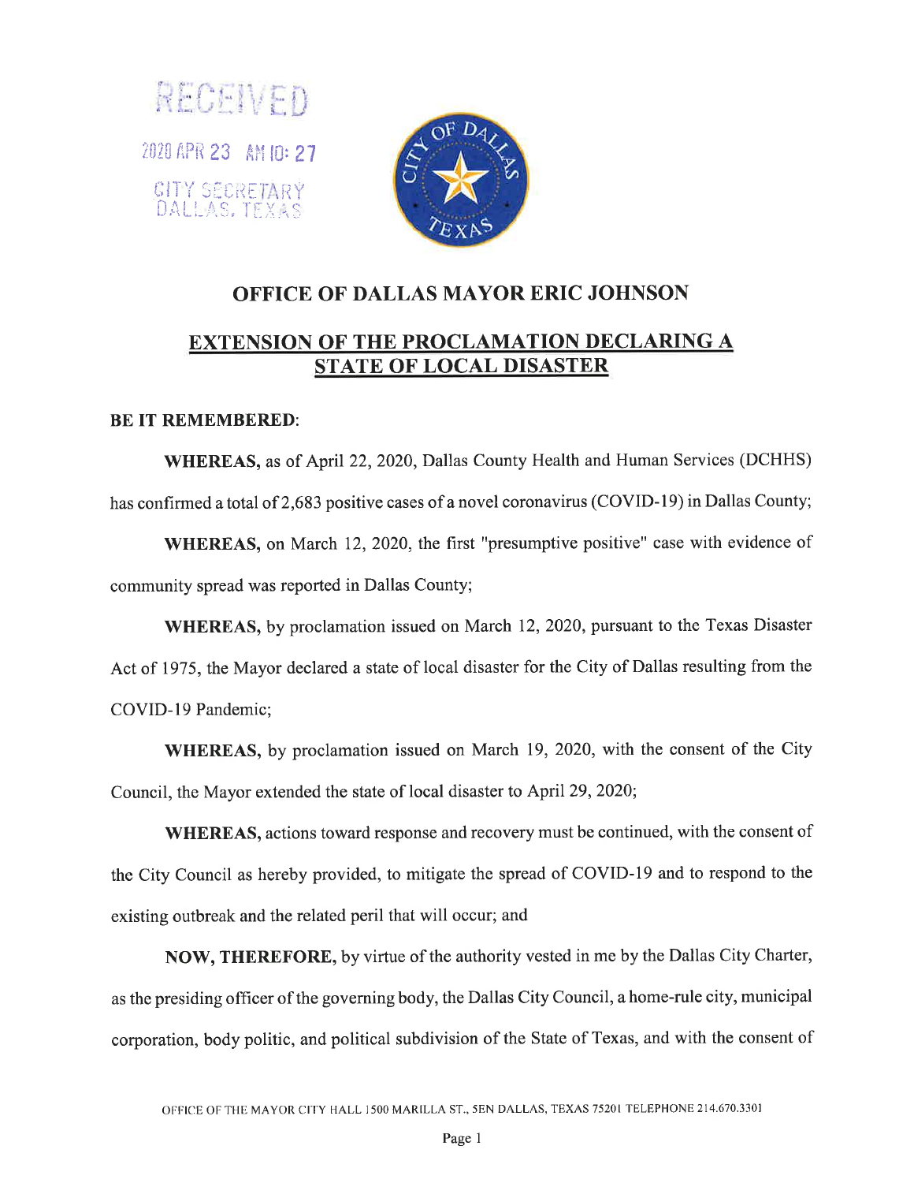RECEIVED

2020 APR 23 AM 10: 27

CITY SECRETARY
DALLAS, TEXAS

# OFFICE OF DALLAS MAYOR ERIC JOHNSON

## EXTENSION OF THE PROCLAMATION DECLARING A STATE OF LOCAL DISASTER

**BE IT REMEMBERED**:

**WHEREAS,** as of April 22, 2020, Dallas County Health and Human Services (DCHHS) has confirmed a total of 2,683 positive cases of a novel coronavirus (COVID-19) in Dallas County;

**WHEREAS,** on March 12, 2020, the first "presumptive positive" case with evidence of community spread was reported in Dallas County;

**WHEREAS,** by proclamation issued on March 12, 2020, pursuant to the Texas Disaster Act of 1975, the Mayor declared a state of local disaster for the City of Dallas resulting from the COVID-19 Pandemic;

**WHEREAS,** by proclamation issued on March 19, 2020, with the consent of the City Council, the Mayor extended the state of local disaster to April 29, 2020;

**WHEREAS,** actions toward response and recovery must be continued, with the consent of the City Council as hereby provided, to mitigate the spread of COVID-19 and to respond to the existing outbreak and the related peril that will occur; and

**NOW, THEREFORE,** by virtue of the authority vested in me by the Dallas City Charter, as the presiding officer of the governing body, the Dallas City Council, a home-rule city, municipal corporation, body politic, and political subdivision of the State of Texas, and with the consent of

OFFICE OF THE MAYOR CITY HALL 1500 MARILLA ST., 5EN DALLAS, TEXAS 75201 TELEPHONE 214.670.3301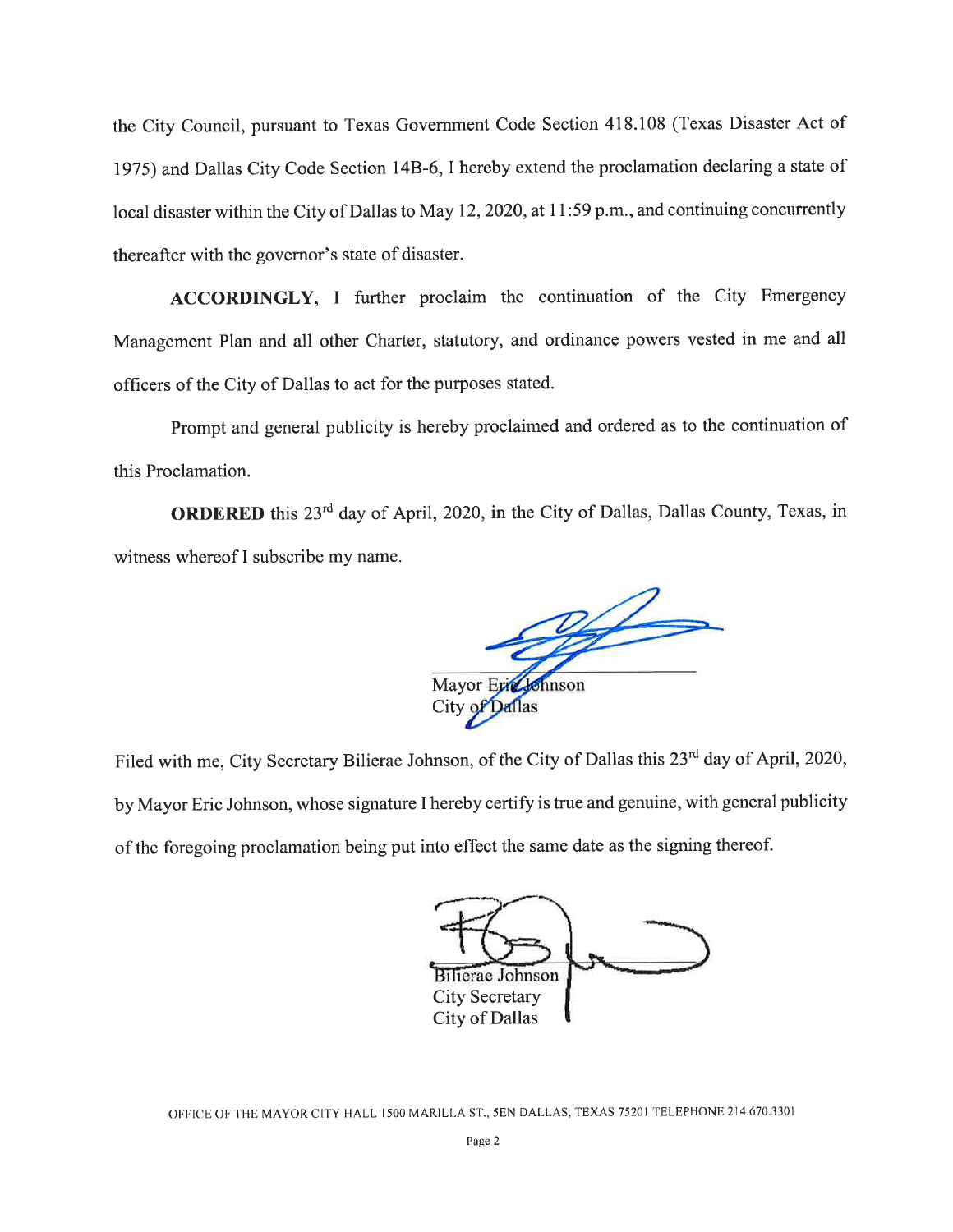the City Council, pursuant to Texas Government Code Section 418.108 (Texas Disaster Act of 1975) and Dallas City Code Section 14B-6, I hereby extend the proclamation declaring a state of local disaster within the City of Dallas to May 12, 2020, at 11:59 p.m., and continuing concurrently thereafter with the governor's state of disaster.

**ACCORDINGLY**, I further proclaim the continuation of the City Emergency Management Plan and all other Charter, statutory, and ordinance powers vested in me and all officers of the City of Dallas to act for the purposes stated.

Prompt and general publicity is hereby proclaimed and ordered as to the continuation of this Proclamation.

**ORDERED** this 23rd day of April, 2020, in the City of Dallas, Dallas County, Texas, in witness whereof I subscribe my name.

Mayor Eric Johnson
City of Dallas

Filed with me, City Secretary Bilierae Johnson, of the City of Dallas this 23rd day of April, 2020, by Mayor Eric Johnson, whose signature I hereby certify is true and genuine, with general publicity of the foregoing proclamation being put into effect the same date as the signing thereof.

Bilierae Johnson
City Secretary
City of Dallas

OFFICE OF THE MAYOR CITY HALL 1500 MARILLA ST., 5EN DALLAS, TEXAS 75201 TELEPHONE 214.670.3301